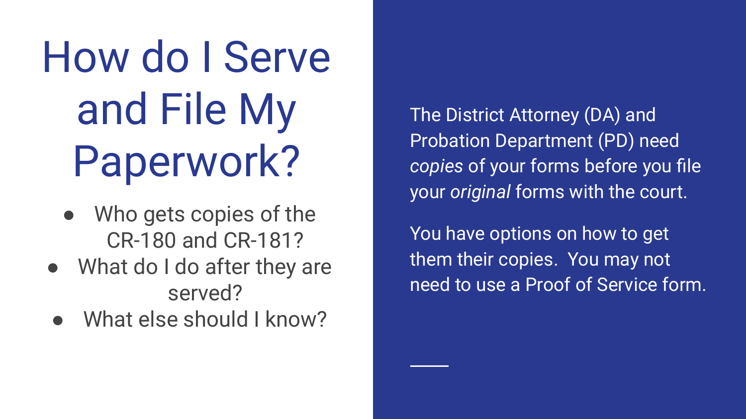# How do I Serve and File My Paperwork?

- Who gets copies of the CR-180 and CR-181?
- What do I do after they are served?
- What else should I know?

The District Attorney (DA) and Probation Department (PD) need *copies* of your forms before you file your *original* forms with the court.

You have options on how to get them their copies. You may not need to use a Proof of Service form.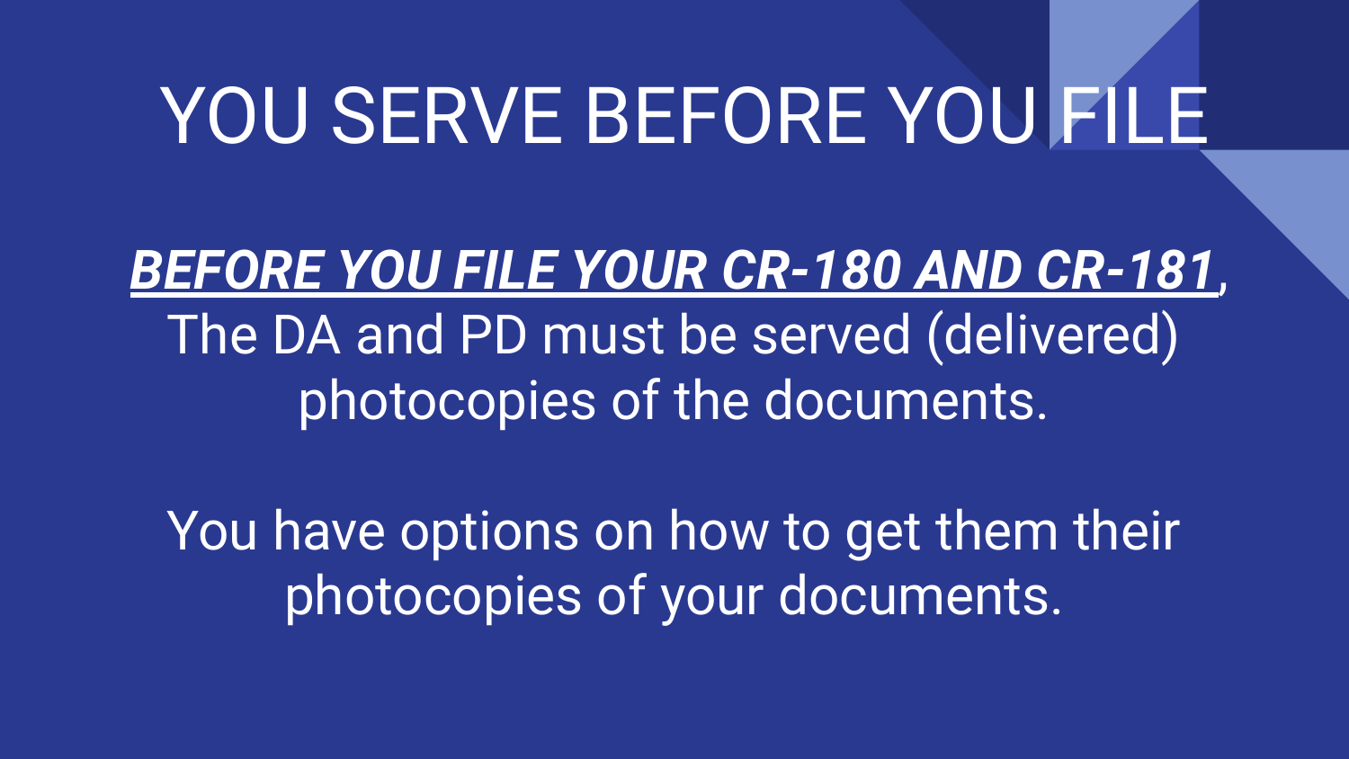# YOU SERVE BEFORE YOU FILE

***<u>BEFORE YOU FILE YOUR CR-180 AND CR-181</u>***, The DA and PD must be served (delivered) photocopies of the documents.

You have options on how to get them their photocopies of your documents.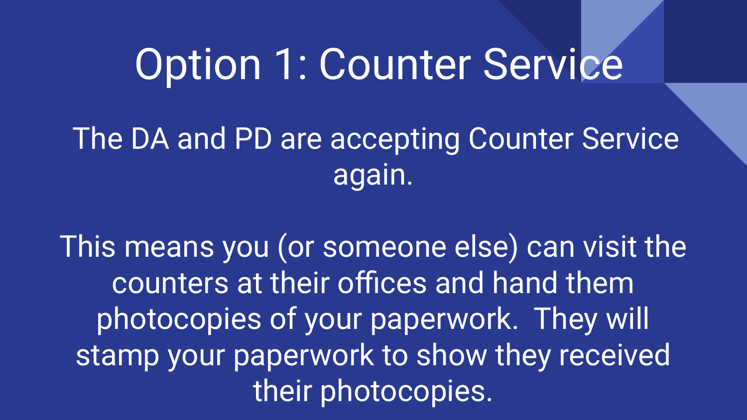# Option 1: Counter Service

The DA and PD are accepting Counter Service again.

This means you (or someone else) can visit the counters at their offices and hand them photocopies of your paperwork.  They will stamp your paperwork to show they received their photocopies.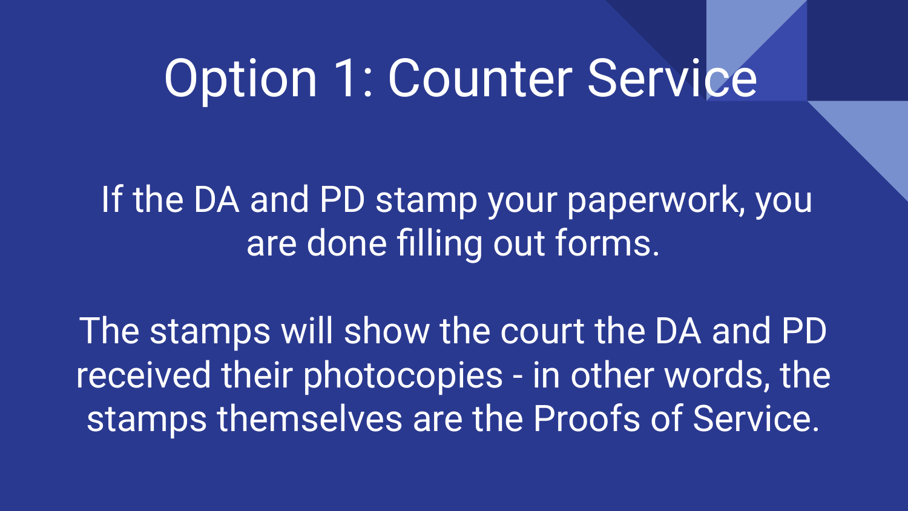# Option 1: Counter Service

If the DA and PD stamp your paperwork, you are done filling out forms.

The stamps will show the court the DA and PD received their photocopies - in other words, the stamps themselves are the Proofs of Service.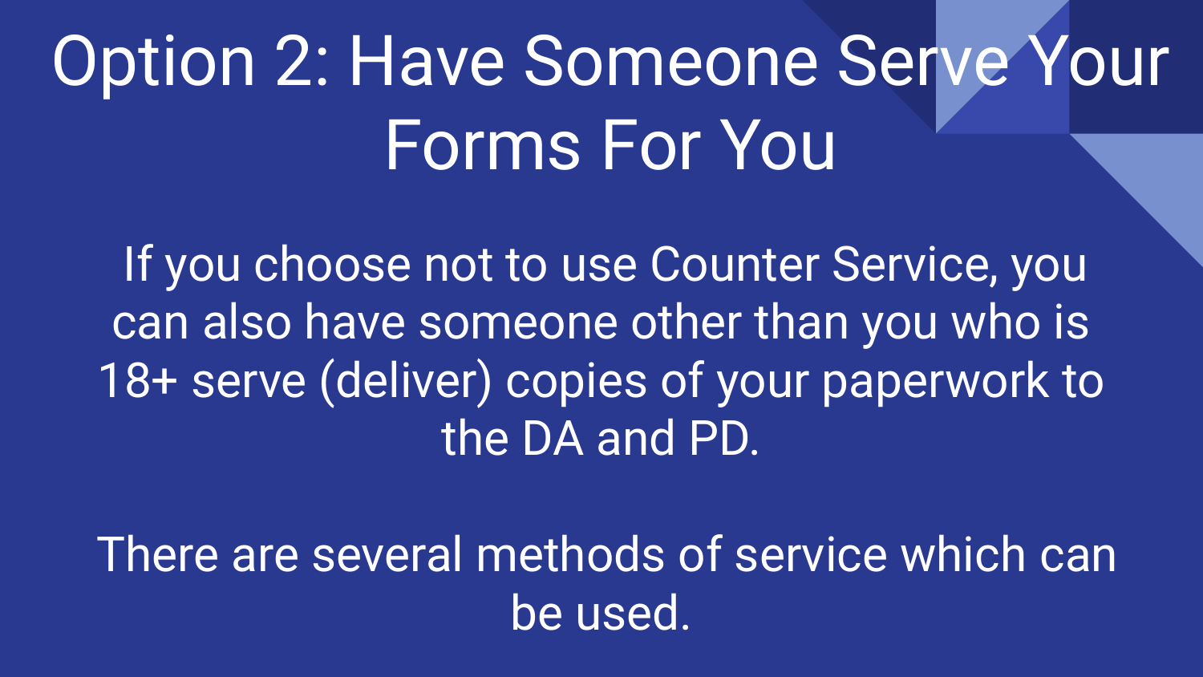# Option 2: Have Someone Serve Your Forms For You

If you choose not to use Counter Service, you can also have someone other than you who is 18+ serve (deliver) copies of your paperwork to the DA and PD.

There are several methods of service which can be used.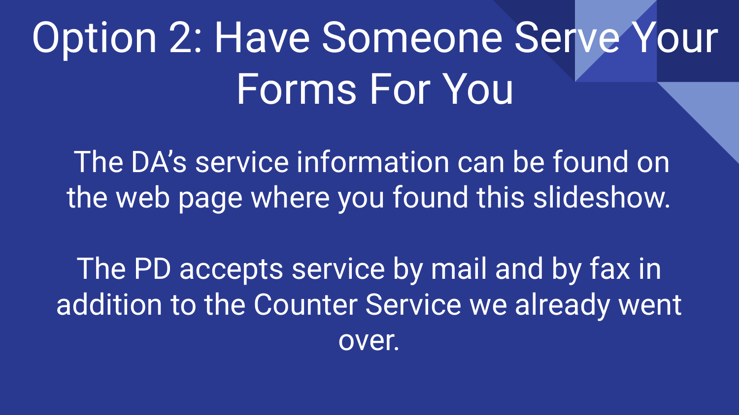# Option 2: Have Someone Serve Your Forms For You

The DA's service information can be found on the web page where you found this slideshow.

The PD accepts service by mail and by fax in addition to the Counter Service we already went over.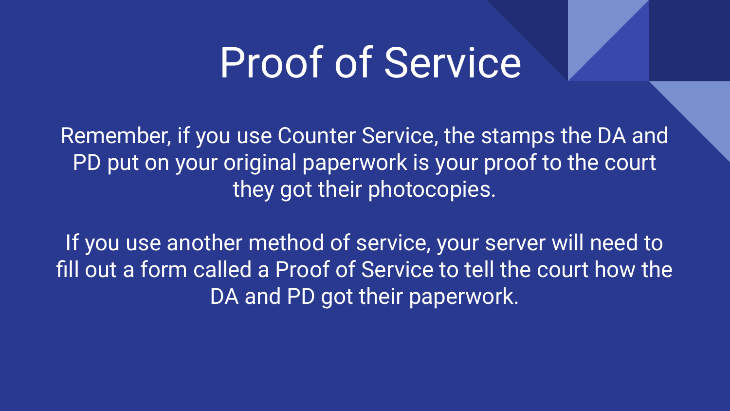# Proof of Service

Remember, if you use Counter Service, the stamps the DA and PD put on your original paperwork is your proof to the court they got their photocopies.

If you use another method of service, your server will need to fill out a form called a Proof of Service to tell the court how the DA and PD got their paperwork.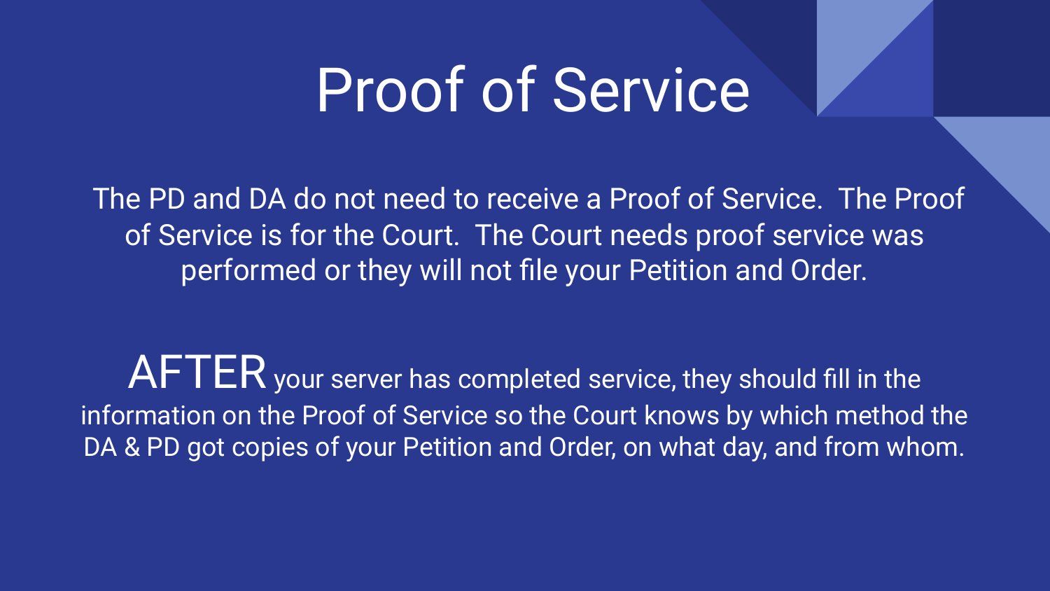# Proof of Service

The PD and DA do not need to receive a Proof of Service. The Proof of Service is for the Court. The Court needs proof service was performed or they will not file your Petition and Order.

AFTER your server has completed service, they should fill in the information on the Proof of Service so the Court knows by which method the DA & PD got copies of your Petition and Order, on what day, and from whom.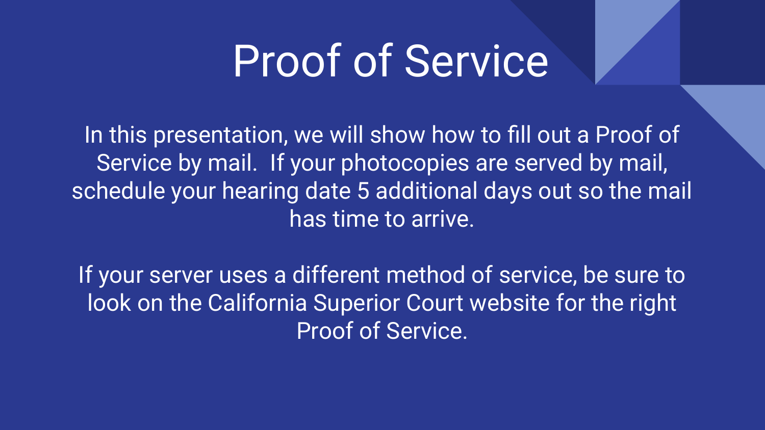# Proof of Service

In this presentation, we will show how to fill out a Proof of Service by mail. If your photocopies are served by mail, schedule your hearing date 5 additional days out so the mail has time to arrive.

If your server uses a different method of service, be sure to look on the California Superior Court website for the right Proof of Service.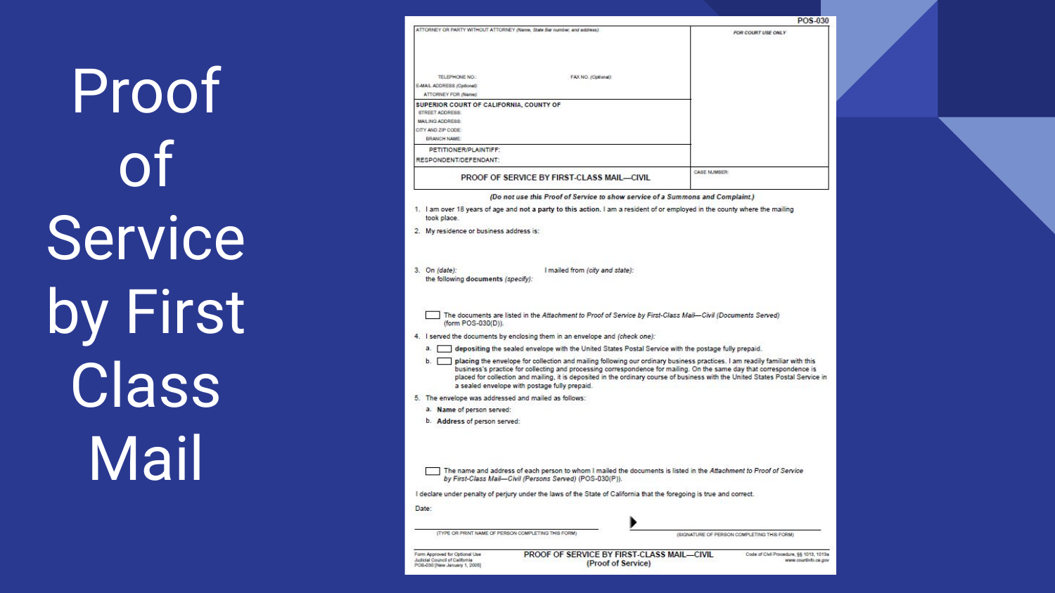# Proof of Service by First Class Mail

POS-030

| ATTORNEY OR PARTY WITHOUT ATTORNEY (Name, State Bar number, and address): | FOR COURT USE ONLY |
|---|---|
| TELEPHONE NO.: FAX NO. (Optional): | |
| E-MAIL ADDRESS (Optional): | |
| ATTORNEY FOR (Name): | |
| SUPERIOR COURT OF CALIFORNIA, COUNTY OF | |
| STREET ADDRESS: | |
| MAILING ADDRESS: | |
| CITY AND ZIP CODE: | |
| BRANCH NAME: | |
| PETITIONER/PLAINTIFF: | |
| RESPONDENT/DEFENDANT: | |
| PROOF OF SERVICE BY FIRST-CLASS MAIL—CIVIL | CASE NUMBER: |

***(Do not use this Proof of Service to show service of a Summons and Complaint.)***

1. I am over 18 years of age and **not a party to this action.** I am a resident of or employed in the county where the mailing took place.
2. My residence or business address is:
3. On *(date):* I mailed from *(city and state):*
   the following **documents** *(specify):*

   ☐ The documents are listed in the *Attachment to Proof of Service by First-Class Mail—Civil (Documents Served)* (form POS-030(D)).
4. I served the documents by enclosing them in an envelope and *(check one):*
   a. ☐ **depositing** the sealed envelope with the United States Postal Service with the postage fully prepaid.
   b. ☐ **placing** the envelope for collection and mailing following our ordinary business practices. I am readily familiar with this business's practice for collecting and processing correspondence for mailing. On the same day that correspondence is placed for collection and mailing, it is deposited in the ordinary course of business with the United States Postal Service in a sealed envelope with postage fully prepaid.
5. The envelope was addressed and mailed as follows:
   a. **Name** of person served:
   b. **Address** of person served:

   ☐ The name and address of each person to whom I mailed the documents is listed in the *Attachment to Proof of Service by First-Class Mail—Civil (Persons Served)* (POS-030(P)).

I declare under penalty of perjury under the laws of the State of California that the foregoing is true and correct.

Date:

(TYPE OR PRINT NAME OF PERSON COMPLETING THIS FORM) ▶ (SIGNATURE OF PERSON COMPLETING THIS FORM)

Form Approved for Optional Use
Judicial Council of California
POS-030 [New January 1, 2005]

PROOF OF SERVICE BY FIRST-CLASS MAIL—CIVIL
(Proof of Service)

Code of Civil Procedure, §§ 1013, 1013a
www.courtinfo.ca.gov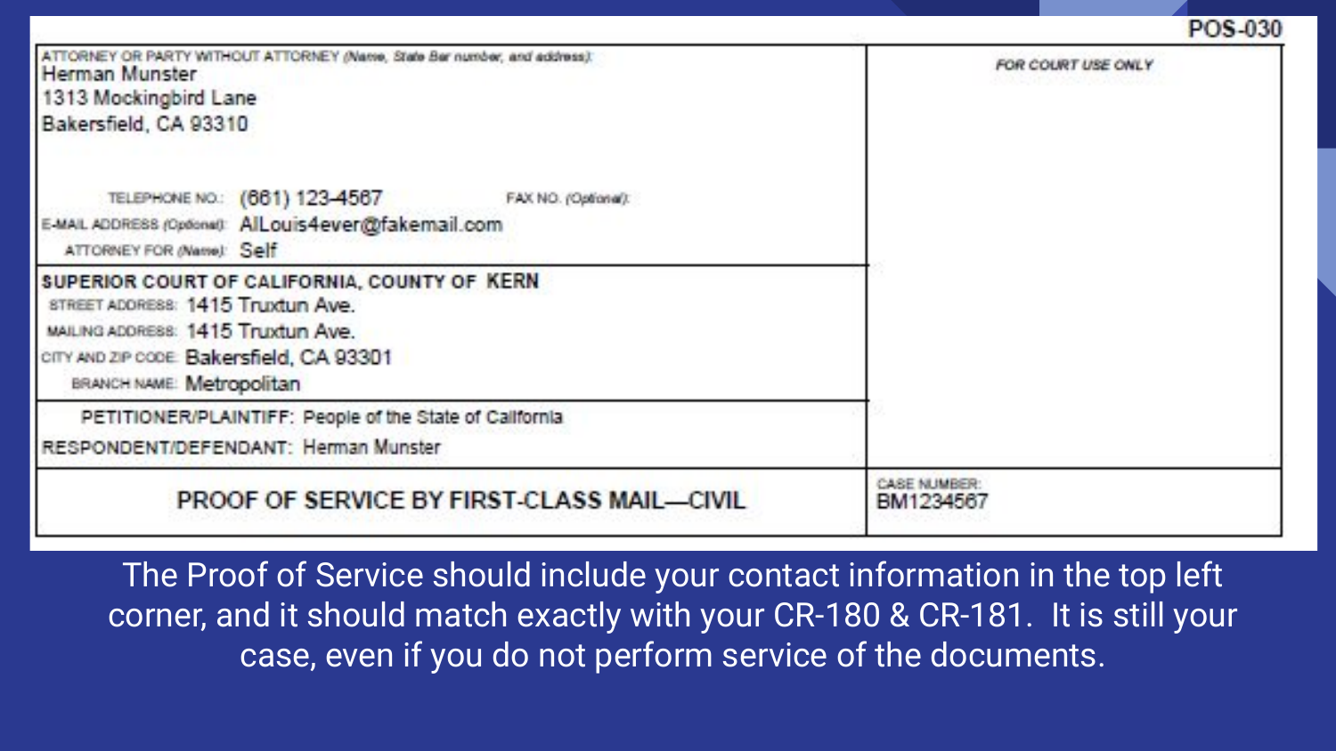POS-030

| ATTORNEY OR PARTY WITHOUT ATTORNEY (Name, State Bar number, and address): | FOR COURT USE ONLY |
| --- | --- |
| Herman Munster<br>1313 Mockingbird Lane<br>Bakersfield, CA 93310<br><br>TELEPHONE NO.: (661) 123-4567 FAX NO. (Optional):<br>E-MAIL ADDRESS (Optional): AlLouis4ever@fakemail.com<br>ATTORNEY FOR (Name): Self | |
| **SUPERIOR COURT OF CALIFORNIA, COUNTY OF KERN**<br>STREET ADDRESS: 1415 Truxtun Ave.<br>MAILING ADDRESS: 1415 Truxtun Ave.<br>CITY AND ZIP CODE: Bakersfield, CA 93301<br>BRANCH NAME: Metropolitan | |
| PETITIONER/PLAINTIFF: People of the State of California<br>RESPONDENT/DEFENDANT: Herman Munster | |
| **PROOF OF SERVICE BY FIRST-CLASS MAIL—CIVIL** | CASE NUMBER:<br>BM1234567 |

The Proof of Service should include your contact information in the top left corner, and it should match exactly with your CR-180 & CR-181. It is still your case, even if you do not perform service of the documents.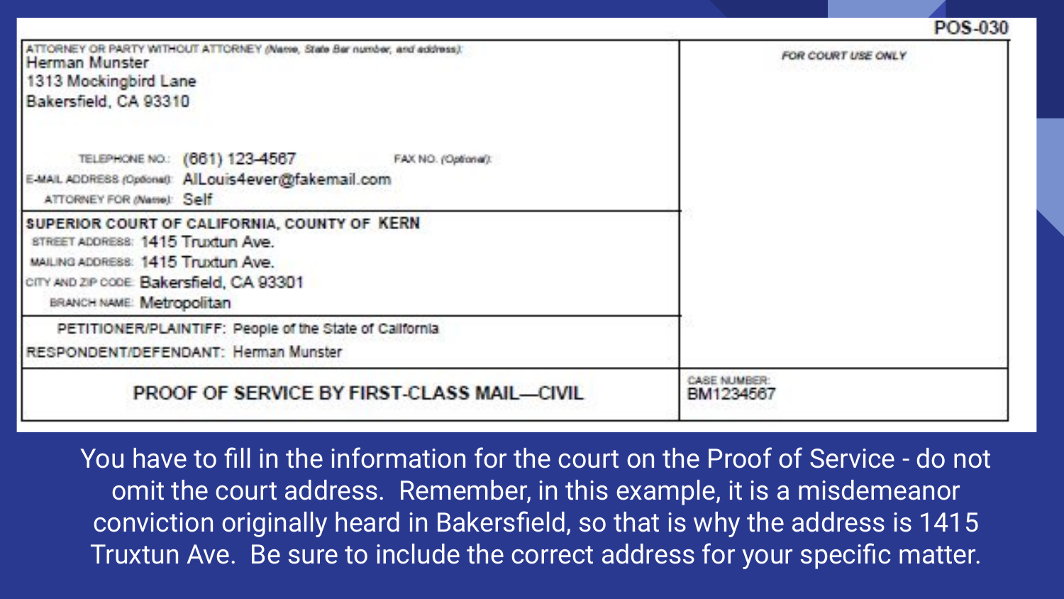POS-030

| ATTORNEY OR PARTY WITHOUT ATTORNEY (Name, State Bar number, and address): Herman Munster 1313 Mockingbird Lane Bakersfield, CA 93310 TELEPHONE NO.: (661) 123-4567 FAX NO. (Optional): E-MAIL ADDRESS (Optional): AlLouis4ever@fakemail.com ATTORNEY FOR (Name): Self | FOR COURT USE ONLY |
|---|---|
| SUPERIOR COURT OF CALIFORNIA, COUNTY OF KERN STREET ADDRESS: 1415 Truxtun Ave. MAILING ADDRESS: 1415 Truxtun Ave. CITY AND ZIP CODE: Bakersfield, CA 93301 BRANCH NAME: Metropolitan | |
| PETITIONER/PLAINTIFF: People of the State of California RESPONDENT/DEFENDANT: Herman Munster | |
| PROOF OF SERVICE BY FIRST-CLASS MAIL—CIVIL | CASE NUMBER: BM1234567 |

You have to fill in the information for the court on the Proof of Service - do not omit the court address. Remember, in this example, it is a misdemeanor conviction originally heard in Bakersfield, so that is why the address is 1415 Truxtun Ave. Be sure to include the correct address for your specific matter.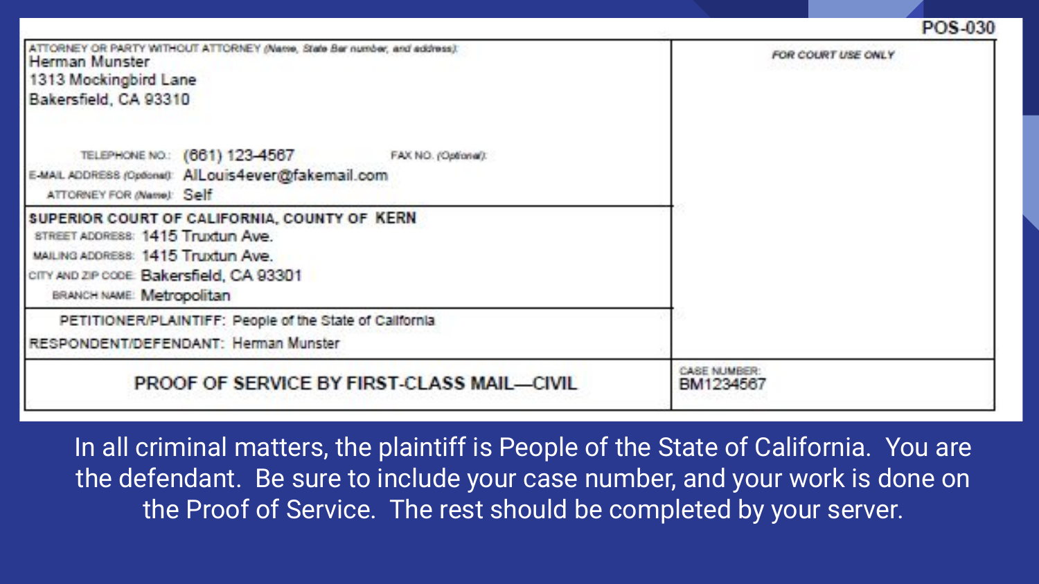POS-030

| ATTORNEY OR PARTY WITHOUT ATTORNEY (Name, State Bar number, and address): | FOR COURT USE ONLY |
| --- | --- |
| Herman Munster<br>1313 Mockingbird Lane<br>Bakersfield, CA 93310<br><br>TELEPHONE NO.: (661) 123-4567 FAX NO. (Optional):<br>E-MAIL ADDRESS (Optional): AlLouis4ever@fakemail.com<br>ATTORNEY FOR (Name): Self | |
| **SUPERIOR COURT OF CALIFORNIA, COUNTY OF KERN**<br>STREET ADDRESS: 1415 Truxtun Ave.<br>MAILING ADDRESS: 1415 Truxtun Ave.<br>CITY AND ZIP CODE: Bakersfield, CA 93301<br>BRANCH NAME: Metropolitan | |
| PETITIONER/PLAINTIFF: People of the State of California<br>RESPONDENT/DEFENDANT: Herman Munster | |
| **PROOF OF SERVICE BY FIRST-CLASS MAIL—CIVIL** | CASE NUMBER:<br>BM1234567 |

In all criminal matters, the plaintiff is People of the State of California. You are the defendant. Be sure to include your case number, and your work is done on the Proof of Service. The rest should be completed by your server.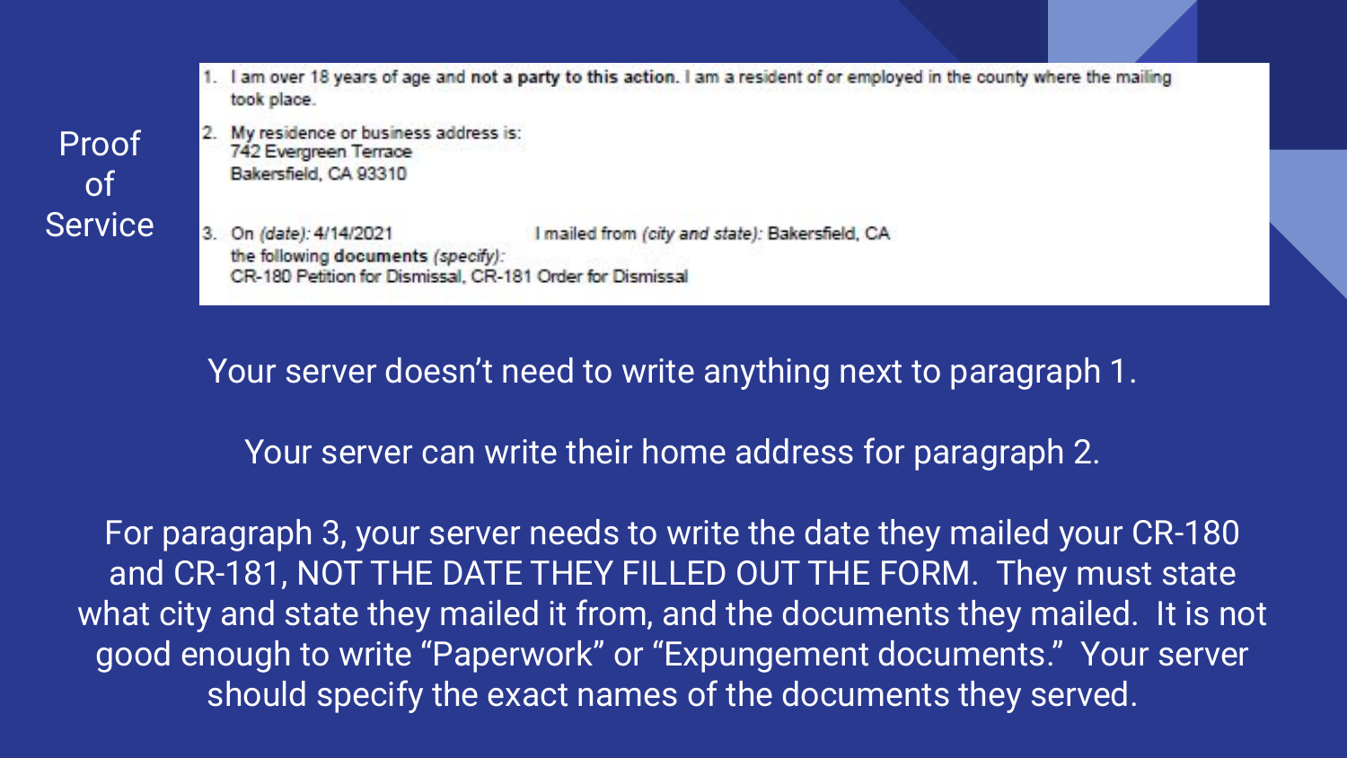# Proof of Service

1. I am over 18 years of age and **not a party to this action.** I am a resident of or employed in the county where the mailing took place.
2. My residence or business address is:
   742 Evergreen Terrace
   Bakersfield, CA 93310
3. On *(date)*: 4/14/2021 I mailed from *(city and state)*: Bakersfield, CA
   the following **documents** *(specify)*:
   CR-180 Petition for Dismissal, CR-181 Order for Dismissal

Your server doesn't need to write anything next to paragraph 1.

Your server can write their home address for paragraph 2.

For paragraph 3, your server needs to write the date they mailed your CR-180 and CR-181, NOT THE DATE THEY FILLED OUT THE FORM. They must state what city and state they mailed it from, and the documents they mailed. It is not good enough to write "Paperwork" or "Expungement documents." Your server should specify the exact names of the documents they served.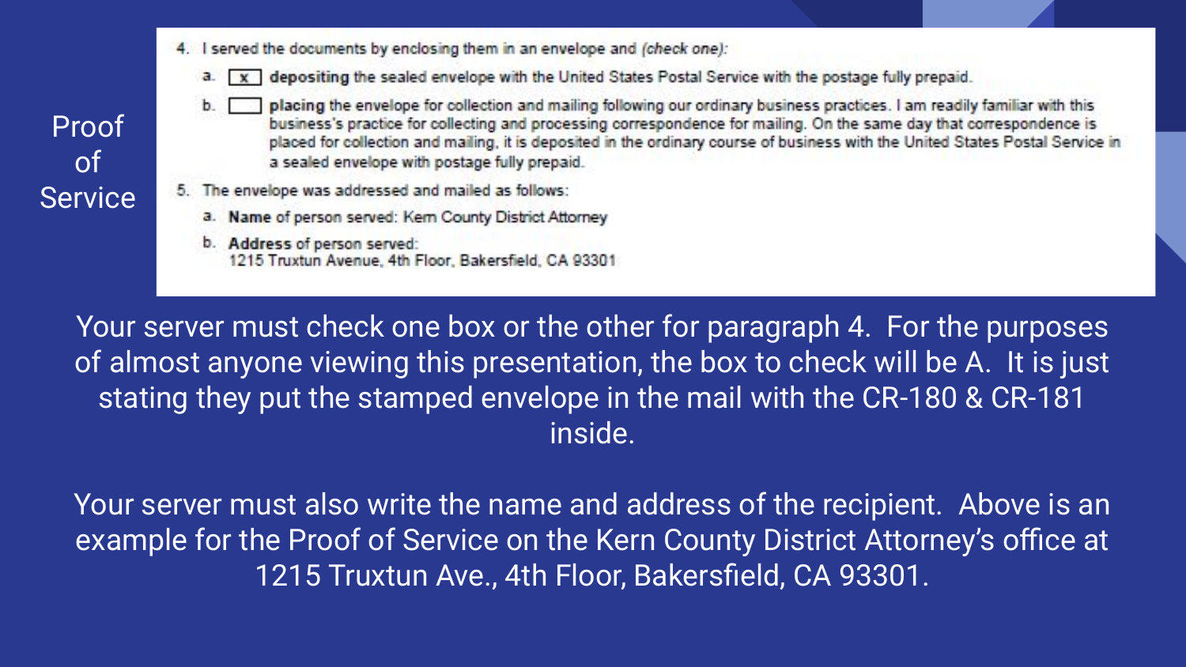# Proof of Service

4. I served the documents by enclosing them in an envelope and *(check one)*:

   a. [x] **depositing** the sealed envelope with the United States Postal Service with the postage fully prepaid.

   b. [ ] **placing** the envelope for collection and mailing following our ordinary business practices. I am readily familiar with this business's practice for collecting and processing correspondence for mailing. On the same day that correspondence is placed for collection and mailing, it is deposited in the ordinary course of business with the United States Postal Service in a sealed envelope with postage fully prepaid.

5. The envelope was addressed and mailed as follows:

   a. **Name** of person served: Kern County District Attorney

   b. **Address** of person served:
   1215 Truxtun Avenue, 4th Floor, Bakersfield, CA 93301

Your server must check one box or the other for paragraph 4. For the purposes of almost anyone viewing this presentation, the box to check will be A. It is just stating they put the stamped envelope in the mail with the CR-180 & CR-181 inside.

Your server must also write the name and address of the recipient. Above is an example for the Proof of Service on the Kern County District Attorney's office at 1215 Truxtun Ave., 4th Floor, Bakersfield, CA 93301.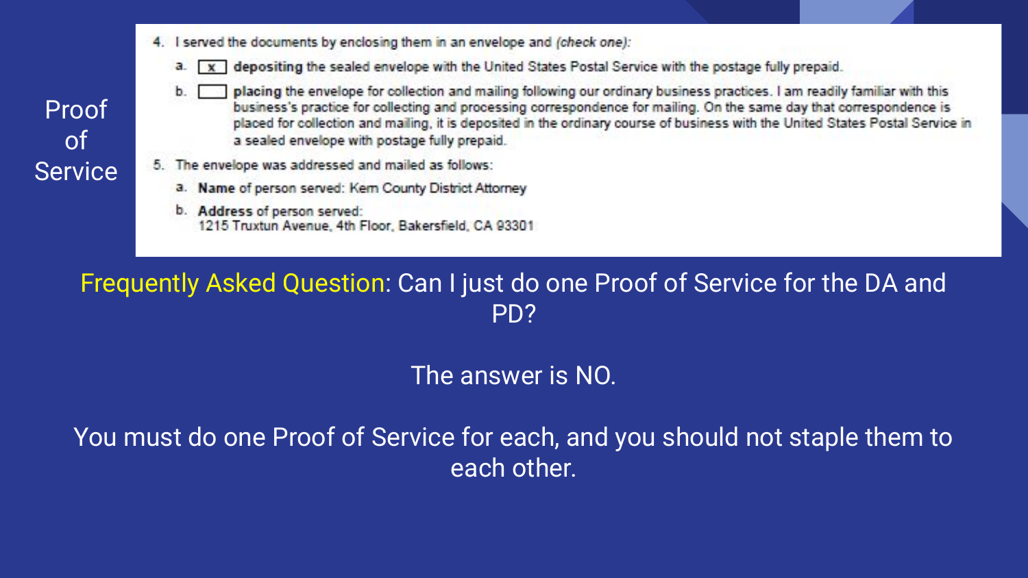# Proof of Service

4. I served the documents by enclosing them in an envelope and *(check one)*:

   a. [x] **depositing** the sealed envelope with the United States Postal Service with the postage fully prepaid.

   b. [ ] **placing** the envelope for collection and mailing following our ordinary business practices. I am readily familiar with this business's practice for collecting and processing correspondence for mailing. On the same day that correspondence is placed for collection and mailing, it is deposited in the ordinary course of business with the United States Postal Service in a sealed envelope with postage fully prepaid.

5. The envelope was addressed and mailed as follows:

   a. **Name** of person served: Kern County District Attorney

   b. **Address** of person served:
   1215 Truxtun Avenue, 4th Floor, Bakersfield, CA 93301

Frequently Asked Question: Can I just do one Proof of Service for the DA and PD?

The answer is NO.

You must do one Proof of Service for each, and you should not staple them to each other.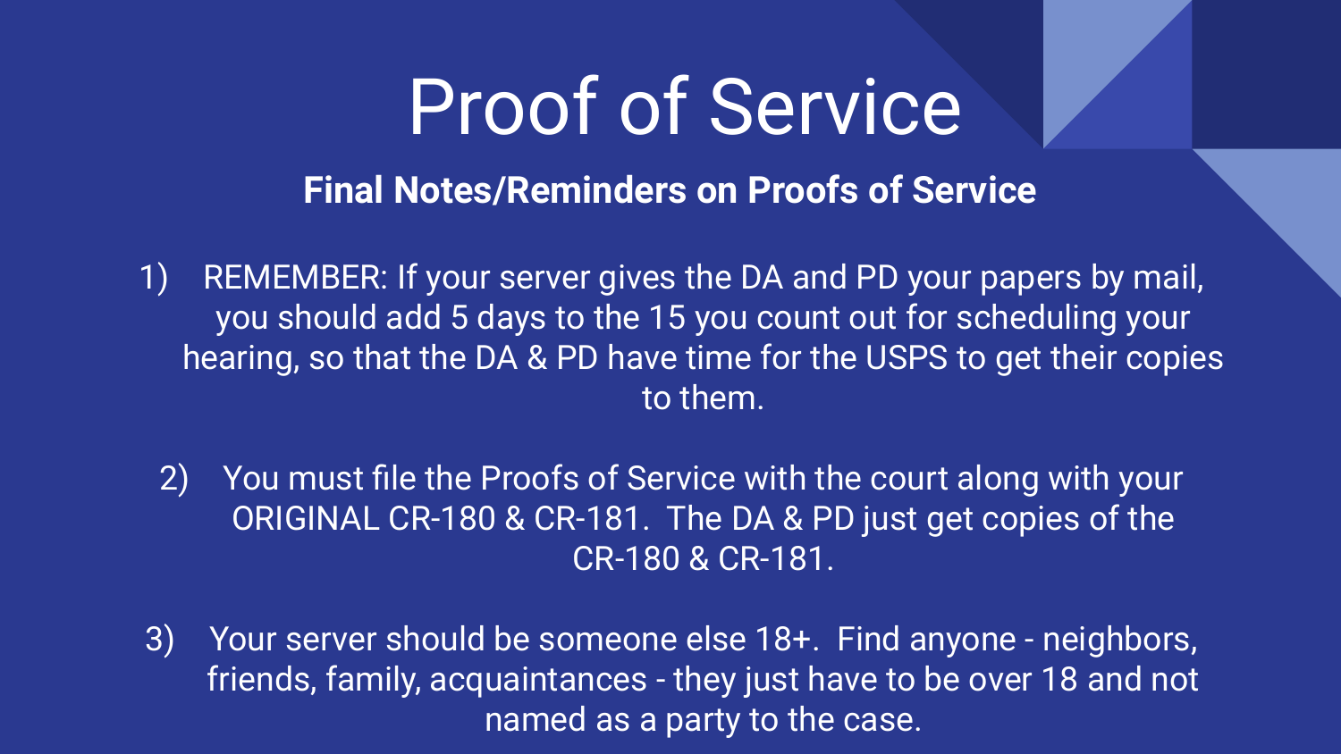# Proof of Service

## Final Notes/Reminders on Proofs of Service

1) REMEMBER: If your server gives the DA and PD your papers by mail, you should add 5 days to the 15 you count out for scheduling your hearing, so that the DA & PD have time for the USPS to get their copies to them.

2) You must file the Proofs of Service with the court along with your ORIGINAL CR-180 & CR-181. The DA & PD just get copies of the CR-180 & CR-181.

3) Your server should be someone else 18+. Find anyone - neighbors, friends, family, acquaintances - they just have to be over 18 and not named as a party to the case.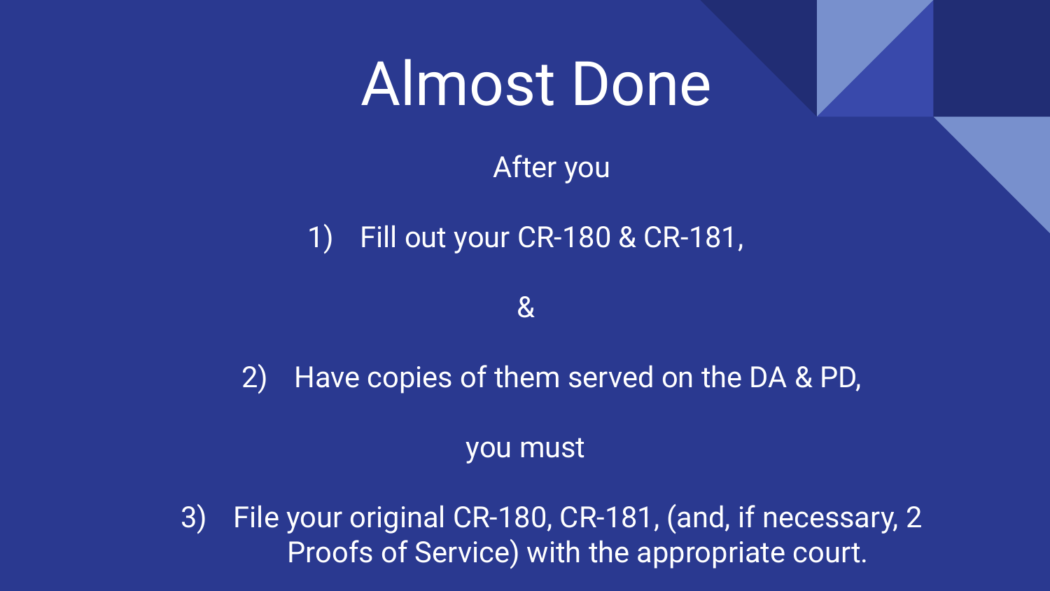# Almost Done

After you

1) Fill out your CR-180 & CR-181,

&

2) Have copies of them served on the DA & PD,

you must

3) File your original CR-180, CR-181, (and, if necessary, 2 Proofs of Service) with the appropriate court.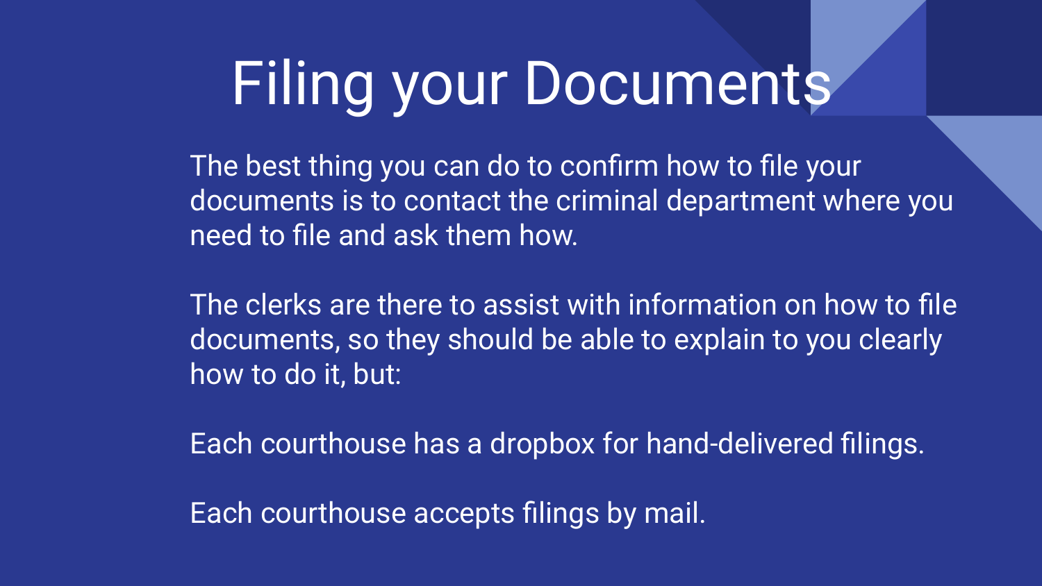# Filing your Documents

The best thing you can do to confirm how to file your documents is to contact the criminal department where you need to file and ask them how.

The clerks are there to assist with information on how to file documents, so they should be able to explain to you clearly how to do it, but:

Each courthouse has a dropbox for hand-delivered filings.

Each courthouse accepts filings by mail.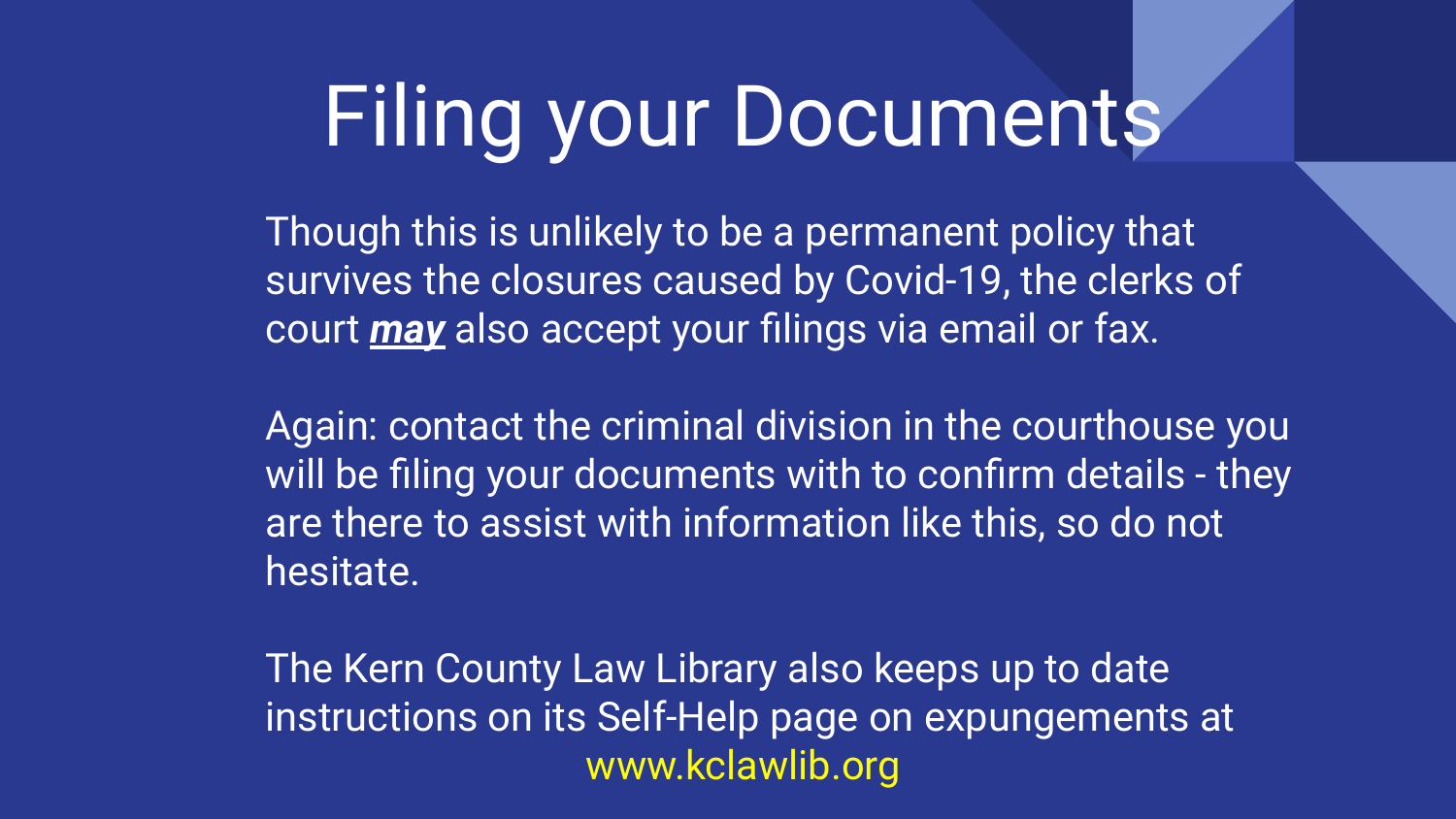# Filing your Documents

Though this is unlikely to be a permanent policy that survives the closures caused by Covid-19, the clerks of court ***may*** also accept your filings via email or fax.

Again: contact the criminal division in the courthouse you will be filing your documents with to confirm details - they are there to assist with information like this, so do not hesitate.

The Kern County Law Library also keeps up to date instructions on its Self-Help page on expungements at www.kclawlib.org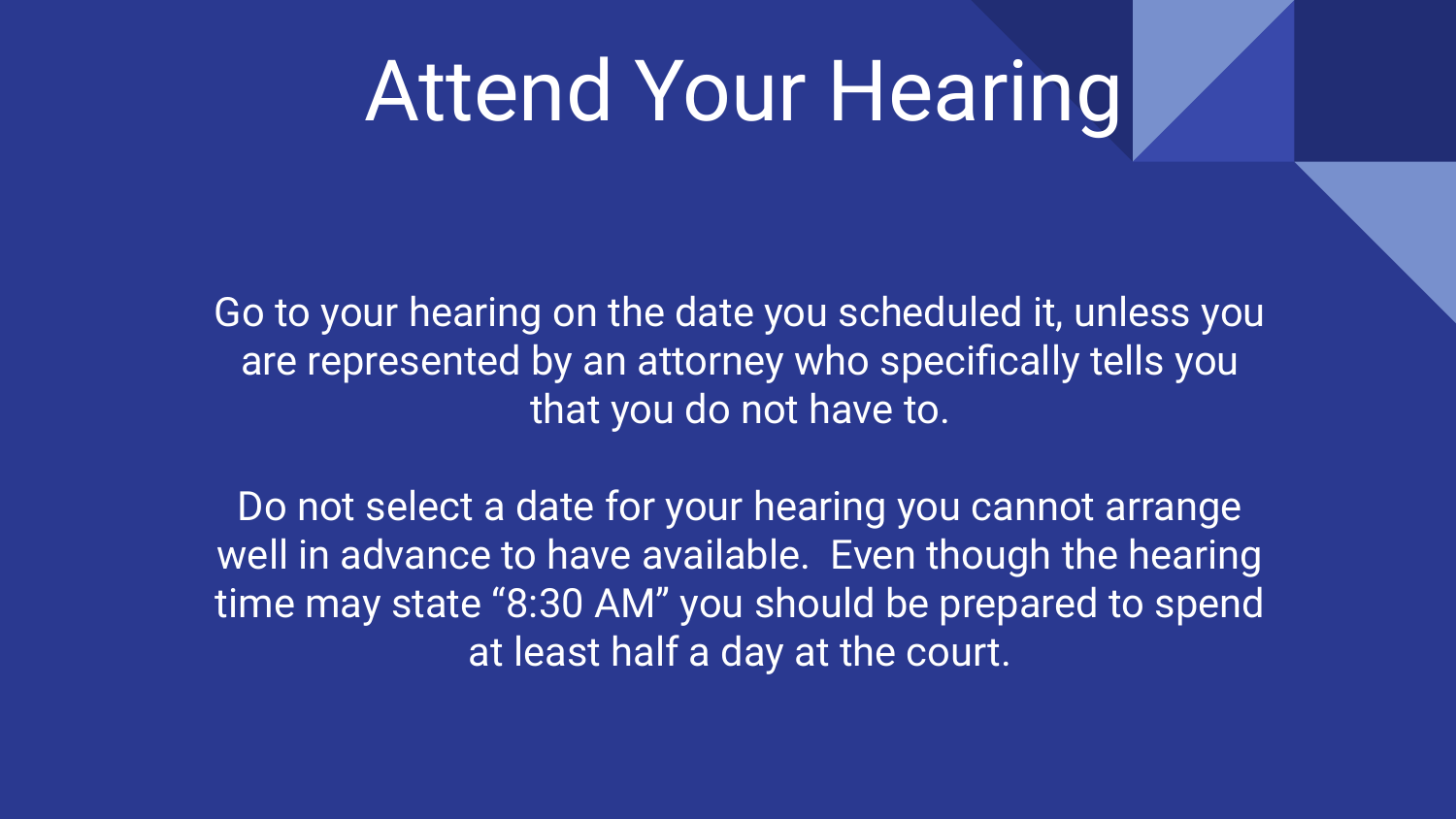# Attend Your Hearing

Go to your hearing on the date you scheduled it, unless you are represented by an attorney who specifically tells you that you do not have to.

Do not select a date for your hearing you cannot arrange well in advance to have available. Even though the hearing time may state “8:30 AM” you should be prepared to spend at least half a day at the court.